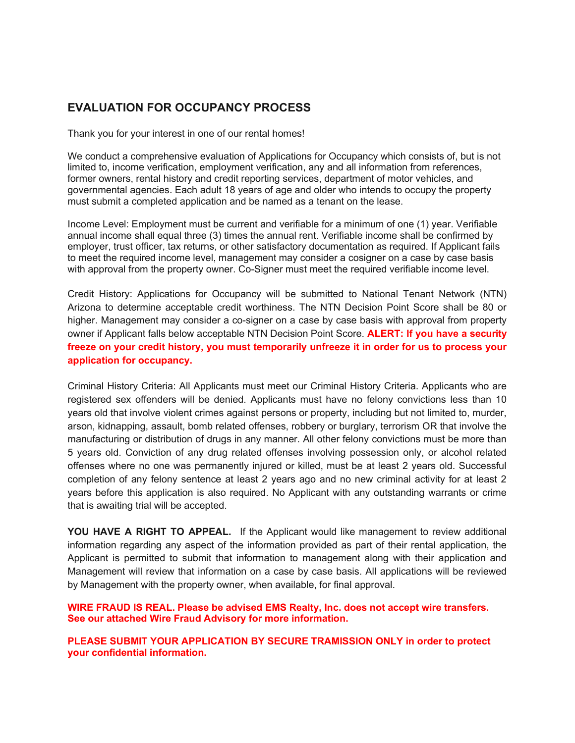## EVALUATION FOR OCCUPANCY PROCESS

Thank you for your interest in one of our rental homes!

We conduct a comprehensive evaluation of Applications for Occupancy which consists of, but is not limited to, income verification, employment verification, any and all information from references, former owners, rental history and credit reporting services, department of motor vehicles, and governmental agencies. Each adult 18 years of age and older who intends to occupy the property must submit a completed application and be named as a tenant on the lease.

Income Level: Employment must be current and verifiable for a minimum of one (1) year. Verifiable annual income shall equal three (3) times the annual rent. Verifiable income shall be confirmed by employer, trust officer, tax returns, or other satisfactory documentation as required. If Applicant fails to meet the required income level, management may consider a cosigner on a case by case basis with approval from the property owner. Co-Signer must meet the required verifiable income level.

Credit History: Applications for Occupancy will be submitted to National Tenant Network (NTN) Arizona to determine acceptable credit worthiness. The NTN Decision Point Score shall be 80 or higher. Management may consider a co-signer on a case by case basis with approval from property owner if Applicant falls below acceptable NTN Decision Point Score. **ALERT: If you have a security freeze on your credit history, you must temporarily unfreeze it in order for us to process your application for occupancy.**

Criminal History Criteria: All Applicants must meet our Criminal History Criteria. Applicants who are registered sex offenders will be denied. Applicants must have no felony convictions less than 10 years old that involve violent crimes against persons or property, including but not limited to, murder, arson, kidnapping, assault, bomb related offenses, robbery or burglary, terrorism OR that involve the manufacturing or distribution of drugs in any manner. All other felony convictions must be more than 5 years old. Conviction of any drug related offenses involving possession only, or alcohol related offenses where no one was permanently injured or killed, must be at least 2 years old. Successful completion of any felony sentence at least 2 years ago and no new criminal activity for at least 2 years before this application is also required. No Applicant with any outstanding warrants or crime that is awaiting trial will be accepted.

**YOU HAVE A RIGHT TO APPEAL.** If the Applicant would like management to review additional information regarding any aspect of the information provided as part of their rental application, the Applicant is permitted to submit that information to management along with their application and Management will review that information on a case by case basis. All applications will be reviewed by Management with the property owner, when available, for final approval.

**WIRE FRAUD IS REAL. Please be advised EMS Realty, Inc. does not accept wire transfers. See our attached Wire Fraud Advisory for more information.**

**PLEASE SUBMIT YOUR APPLICATION BY SECURE TRAMISSION ONLY in order to protect your confidential information.**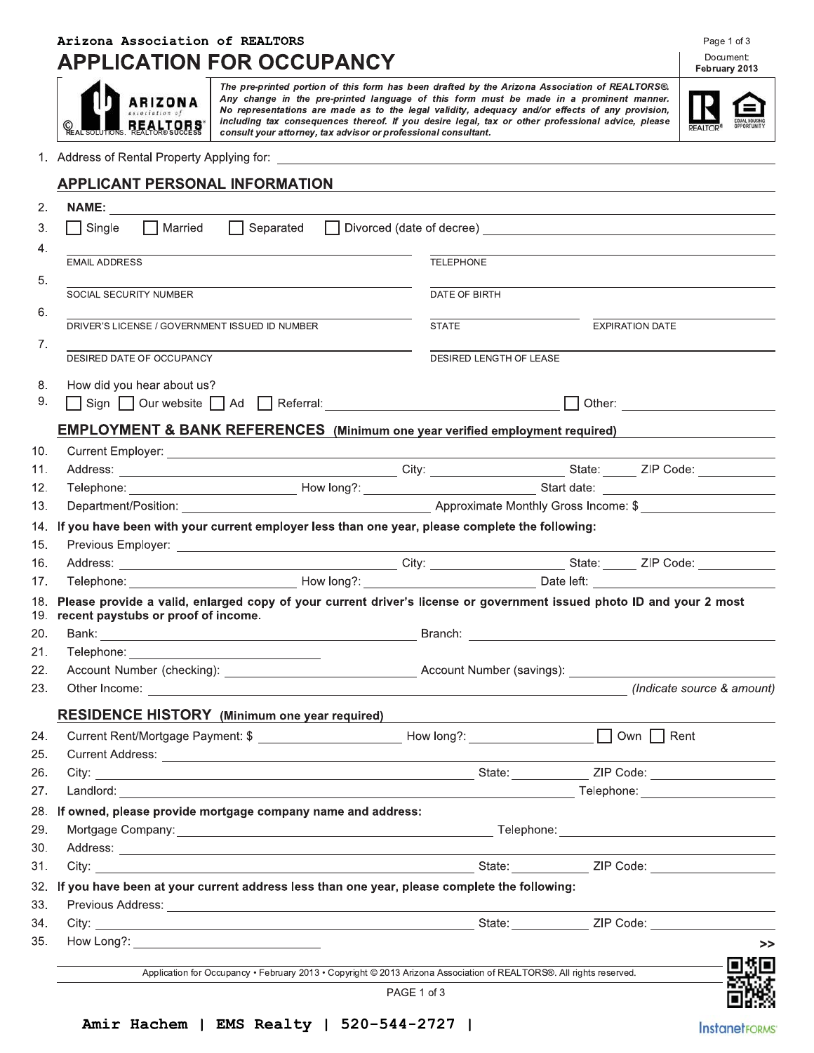Arizona Association of REALTORS®

# APPLICATION FOR OCCUPANCY

Document: February 2013

*The pre-printed portion of this form has been drafted by the Arizona Association of REALTORS®. Any change in the pre-printed language of this form must be made in a prominent manner. No representations are made as to the legal validity, adequacy and/or effects of any provision, including tax consequences thereof. If you desire legal, tax or other professional advice, please consult your attorney, tax advisor or professional consultant.*

1. Address of Rental Property Applying for: ______________________________

## APPLICANT PERSONAL INFORMATION

2. **NAME:** ______________________________
3. ☐ Single ☐ Married ☐ Separated ☐ Divorced (date of decree) ______________________________
4. EMAIL ADDRESS ______________________________ TELEPHONE ______________________________
5. SOCIAL SECURITY NUMBER ______________________________ DATE OF BIRTH ______________________________
6. DRIVER'S LICENSE / GOVERNMENT ISSUED ID NUMBER ______________________________ STATE ____________ EXPIRATION DATE ____________
7. DESIRED DATE OF OCCUPANCY ______________________________ DESIRED LENGTH OF LEASE ______________________________
8. How did you hear about us?
9. ☐ Sign ☐ Our website ☐ Ad ☐ Referral: ______________________________ ☐ Other: ______________

## EMPLOYMENT & BANK REFERENCES (Minimum one year verified employment required)

10. Current Employer: ______________________________
11. Address: ______________________________ City: ______________ State: ______ ZIP Code: __________
12. Telephone: ______________ How long?: ______________ Start date: ______________
13. Department/Position: ______________________________ Approximate Monthly Gross Income: $ ______________
14. **If you have been with your current employer less than one year, please complete the following:**
15. Previous Employer: ______________________________
16. Address: ______________________________ City: ______________ State: ______ ZIP Code: __________
17. Telephone: ______________ How long?: ______________ Date left: ______________
18. **Please provide a valid, enlarged copy of your current driver's license or government issued photo ID and your 2 most**
19. **recent paystubs or proof of income.**
20. Bank: ______________________________ Branch: ______________________________
21. Telephone: ______________________________
22. Account Number (checking): ______________________________ Account Number (savings): ______________________________
23. Other Income: ______________________________ *(Indicate source & amount)*

## RESIDENCE HISTORY (Minimum one year required)

24. Current Rent/Mortgage Payment: $ ______________ How long?: ______________ ☐ Own ☐ Rent
25. Current Address: ______________________________
26. City: ______________________________ State: ____________ ZIP Code: ____________
27. Landlord: ______________________________ Telephone: ____________
28. **If owned, please provide mortgage company name and address:**
29. Mortgage Company: ______________________________ Telephone: ______________
30. Address: ______________________________
31. City: ______________________________ State: ____________ ZIP Code: ____________
32. **If you have been at your current address less than one year, please complete the following:**
33. Previous Address: ______________________________
34. City: ______________________________ State: ____________ ZIP Code: ____________
35. How Long?: ______________________________

>>

Application for Occupancy • February 2013 • Copyright © 2013 Arizona Association of REALTORS®. All rights reserved.

Amir Hachem | EMS Realty | 520-544-2727 |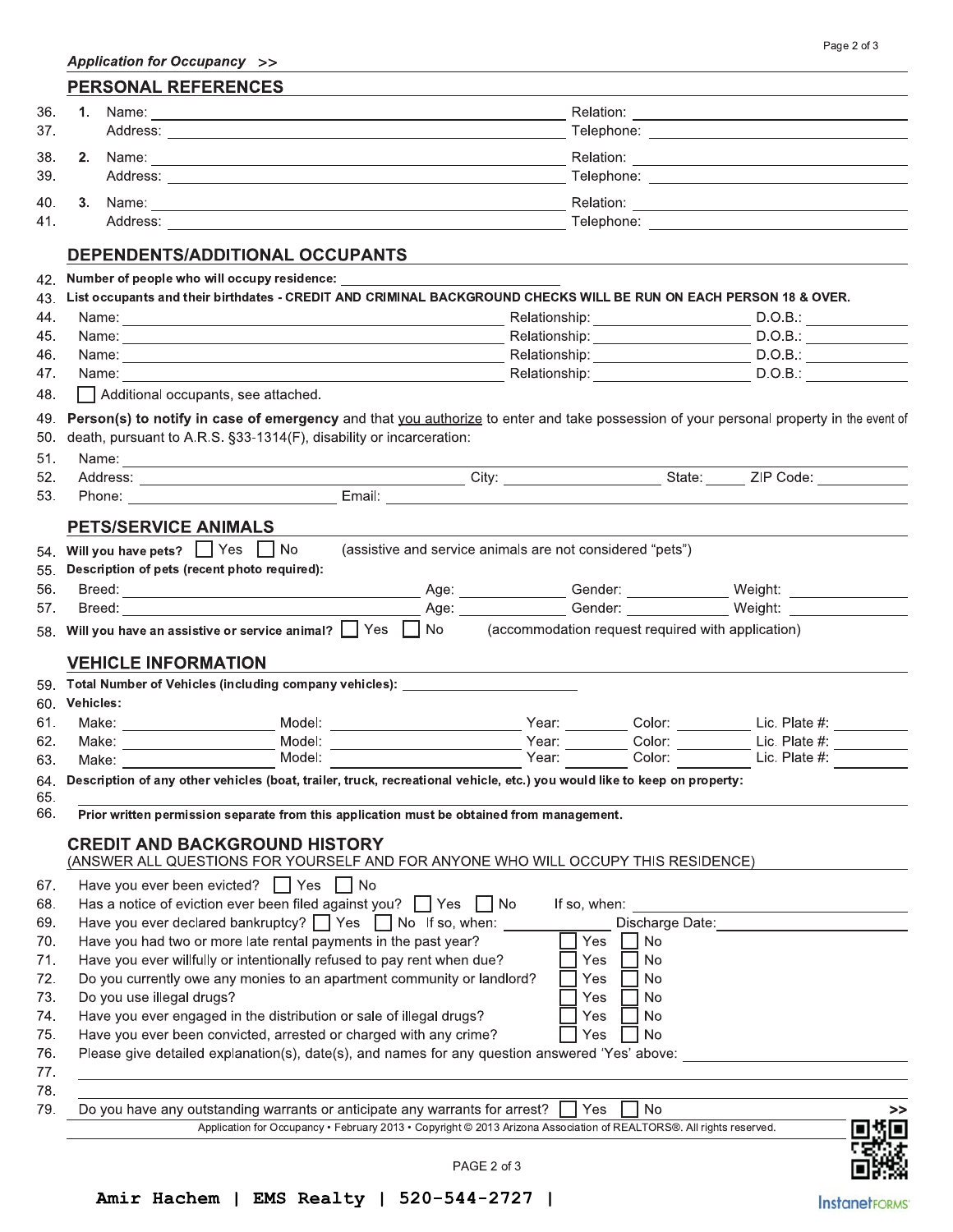*Application for Occupancy >>*

## PERSONAL REFERENCES

36. **1.** Name: ______________________ Relation: ______________________
37. Address: ______________________ Telephone: ______________________
38. **2.** Name: ______________________ Relation: ______________________
39. Address: ______________________ Telephone: ______________________
40. **3.** Name: ______________________ Relation: ______________________
41. Address: ______________________ Telephone: ______________________

## DEPENDENTS/ADDITIONAL OCCUPANTS

42. **Number of people who will occupy residence:** ______________________
43. **List occupants and their birthdates - CREDIT AND CRIMINAL BACKGROUND CHECKS WILL BE RUN ON EACH PERSON 18 & OVER.**
44. Name: ______________________ Relationship: ______________ D.O.B.: __________
45. Name: ______________________ Relationship: ______________ D.O.B.: __________
46. Name: ______________________ Relationship: ______________ D.O.B.: __________
47. Name: ______________________ Relationship: ______________ D.O.B.: __________
48. ☐ Additional occupants, see attached.

49. **Person(s) to notify in case of emergency** and that you authorize to enter and take possession of your personal property in the event of
50. death, pursuant to A.R.S. §33-1314(F), disability or incarceration:
51. Name: ______________________
52. Address: ______________________ City: ______________ State: _____ ZIP Code: __________
53. Phone: ______________________ Email: ______________________

## PETS/SERVICE ANIMALS

54. **Will you have pets?** ☐ Yes ☐ No (assistive and service animals are not considered "pets")
55. **Description of pets (recent photo required):**
56. Breed: ______________________ Age: __________ Gender: __________ Weight: __________
57. Breed: ______________________ Age: __________ Gender: __________ Weight: __________
58. **Will you have an assistive or service animal?** ☐ Yes ☐ No (accommodation request required with application)

## VEHICLE INFORMATION

59. **Total Number of Vehicles (including company vehicles):** ______________________
60. **Vehicles:**
61. Make: __________ Model: ______________ Year: ______ Color: ________ Lic. Plate #: ________
62. Make: __________ Model: ______________ Year: ______ Color: ________ Lic. Plate #: ________
63. Make: __________ Model: ______________ Year: ______ Color: ________ Lic. Plate #: ________
64. **Description of any other vehicles (boat, trailer, truck, recreational vehicle, etc.) you would like to keep on property:**
65. ______________________
66. **Prior written permission separate from this application must be obtained from management.**

## CREDIT AND BACKGROUND HISTORY

(ANSWER ALL QUESTIONS FOR YOURSELF AND FOR ANYONE WHO WILL OCCUPY THIS RESIDENCE)

67. Have you ever been evicted? ☐ Yes ☐ No
68. Has a notice of eviction ever been filed against you? ☐ Yes ☐ No If so, when: ______________________
69. Have you ever declared bankruptcy? ☐ Yes ☐ No If so, when: __________ Discharge Date: ______________
70. Have you had two or more late rental payments in the past year? ☐ Yes ☐ No
71. Have you ever willfully or intentionally refused to pay rent when due? ☐ Yes ☐ No
72. Do you currently owe any monies to an apartment community or landlord? ☐ Yes ☐ No
73. Do you use illegal drugs? ☐ Yes ☐ No
74. Have you ever engaged in the distribution or sale of illegal drugs? ☐ Yes ☐ No
75. Have you ever been convicted, arrested or charged with any crime? ☐ Yes ☐ No
76. Please give detailed explanation(s), date(s), and names for any question answered 'Yes' above: ______________________
77. ______________________
78. ______________________
79. Do you have any outstanding warrants or anticipate any warrants for arrest? ☐ Yes ☐ No

Application for Occupancy • February 2013 • Copyright © 2013 Arizona Association of REALTORS®. All rights reserved.

Amir Hachem | EMS Realty | 520-544-2727 |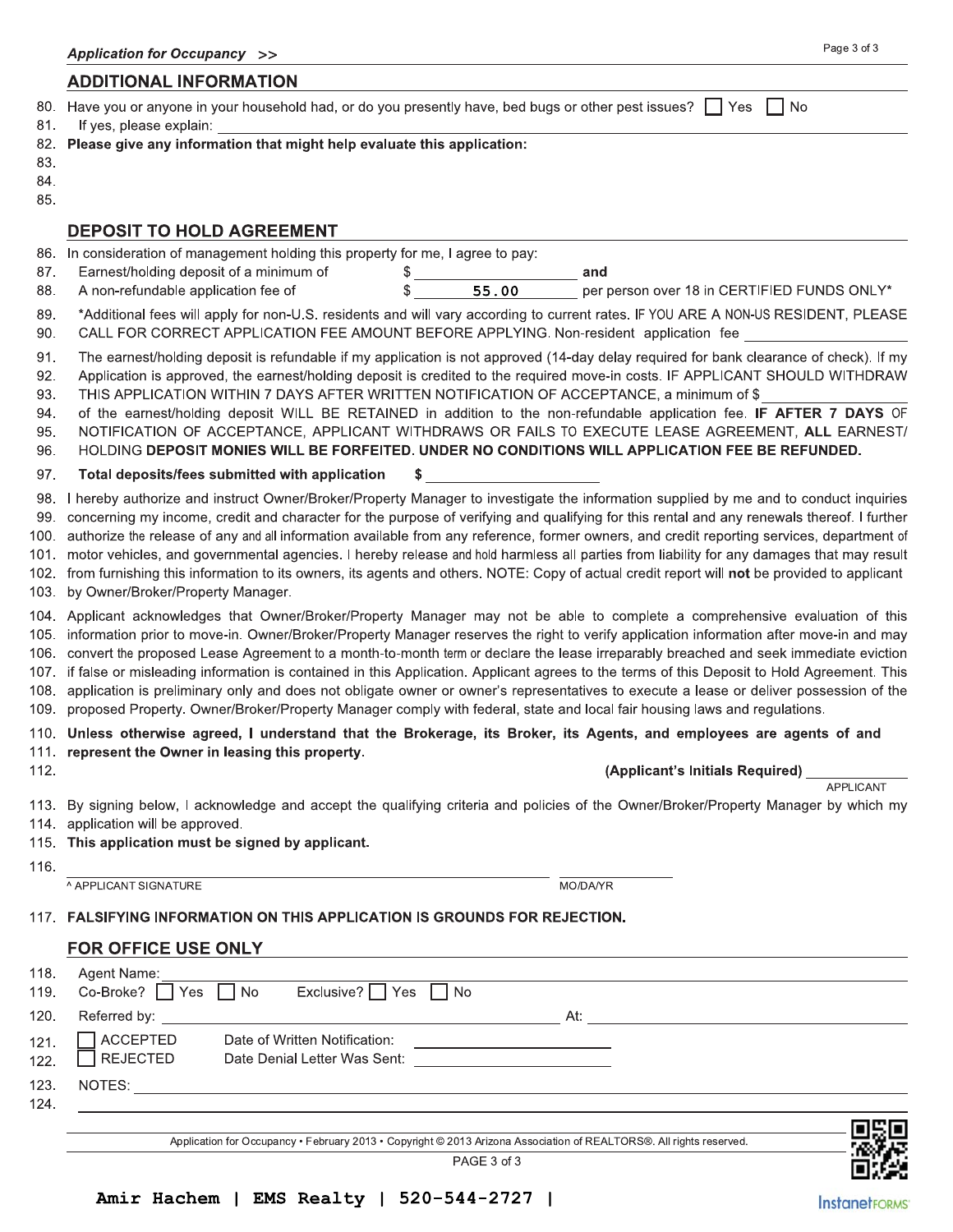## ADDITIONAL INFORMATION

80. Have you or anyone in your household had, or do you presently have, bed bugs or other pest issues? ☐ Yes ☐ No
81. If yes, please explain: ______________________________
82. **Please give any information that might help evaluate this application:**
83.
84.
85.

## DEPOSIT TO HOLD AGREEMENT

86. In consideration of management holding this property for me, I agree to pay:
87. Earnest/holding deposit of a minimum of $ ____________ **and**
88. A non-refundable application fee of $ 55.00 per person over 18 in CERTIFIED FUNDS ONLY*
89. *Additional fees will apply for non-U.S. residents and will vary according to current rates. IF YOU ARE A NON-US RESIDENT, PLEASE
90. CALL FOR CORRECT APPLICATION FEE AMOUNT BEFORE APPLYING. Non-resident application fee ____________
91. The earnest/holding deposit is refundable if my application is not approved (14-day delay required for bank clearance of check). If my
92. Application is approved, the earnest/holding deposit is credited to the required move-in costs. IF APPLICANT SHOULD WITHDRAW
93. THIS APPLICATION WITHIN 7 DAYS AFTER WRITTEN NOTIFICATION OF ACCEPTANCE, a minimum of $ ____________
94. of the earnest/holding deposit WILL BE RETAINED in addition to the non-refundable application fee. **IF AFTER 7 DAYS** OF
95. NOTIFICATION OF ACCEPTANCE, APPLICANT WITHDRAWS OR FAILS TO EXECUTE LEASE AGREEMENT, **ALL** EARNEST/
96. HOLDING **DEPOSIT MONIES WILL BE FORFEITED. UNDER NO CONDITIONS WILL APPLICATION FEE BE REFUNDED.**
97. **Total deposits/fees submitted with application $** ____________
98. I hereby authorize and instruct Owner/Broker/Property Manager to investigate the information supplied by me and to conduct inquiries
99. concerning my income, credit and character for the purpose of verifying and qualifying for this rental and any renewals thereof. I further
100. authorize the release of any and all information available from any reference, former owners, and credit reporting services, department of
101. motor vehicles, and governmental agencies. I hereby release and hold harmless all parties from liability for any damages that may result
102. from furnishing this information to its owners, its agents and others. NOTE: Copy of actual credit report will **not** be provided to applicant
103. by Owner/Broker/Property Manager.
104. Applicant acknowledges that Owner/Broker/Property Manager may not be able to complete a comprehensive evaluation of this
105. information prior to move-in. Owner/Broker/Property Manager reserves the right to verify application information after move-in and may
106. convert the proposed Lease Agreement to a month-to-month term or declare the lease irreparably breached and seek immediate eviction
107. if false or misleading information is contained in this Application. Applicant agrees to the terms of this Deposit to Hold Agreement. This
108. application is preliminary only and does not obligate owner or owner's representatives to execute a lease or deliver possession of the
109. proposed Property. Owner/Broker/Property Manager comply with federal, state and local fair housing laws and regulations.
110. **Unless otherwise agreed, I understand that the Brokerage, its Broker, its Agents, and employees are agents of and**
111. **represent the Owner in leasing this property.**
112. **(Applicant's Initials Required)** ____________ APPLICANT
113. By signing below, I acknowledge and accept the qualifying criteria and policies of the Owner/Broker/Property Manager by which my
114. application will be approved.
115. **This application must be signed by applicant.**
116. ______________________________ ____________
^ APPLICANT SIGNATURE MO/DA/YR
117. **FALSIFYING INFORMATION ON THIS APPLICATION IS GROUNDS FOR REJECTION.**

## FOR OFFICE USE ONLY

118. Agent Name: ______________________________
119. Co-Broke? ☐ Yes ☐ No Exclusive? ☐ Yes ☐ No
120. Referred by: ______________________________ At: ______________
121. ☐ ACCEPTED Date of Written Notification: ______________
122. ☐ REJECTED Date Denial Letter Was Sent: ______________
123. NOTES: ______________________________
124. ______________________________

Application for Occupancy • February 2013 • Copyright © 2013 Arizona Association of REALTORS®. All rights reserved.

**Amir Hachem | EMS Realty | 520-544-2727 |**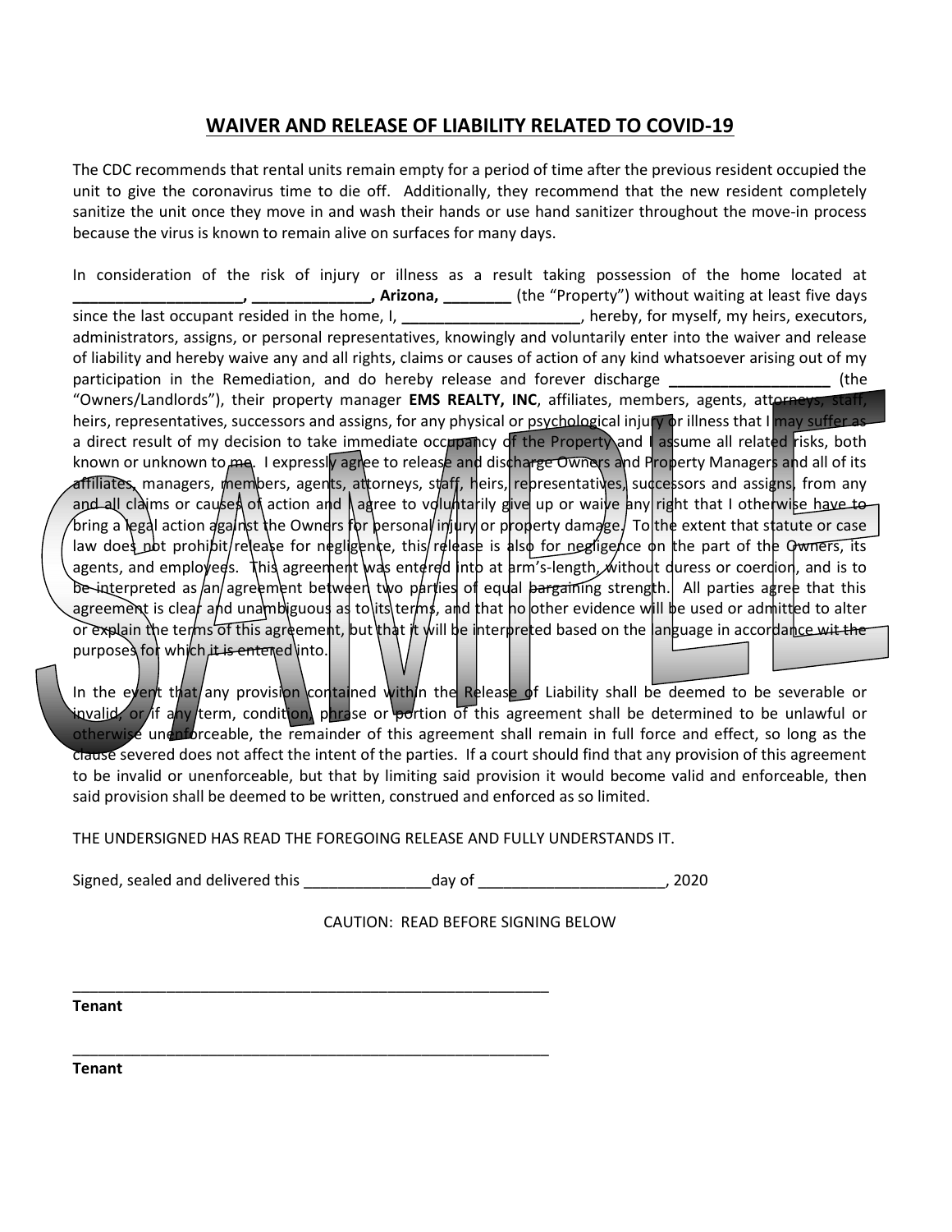## WAIVER AND RELEASE OF LIABILITY RELATED TO COVID-19

The CDC recommends that rental units remain empty for a period of time after the previous resident occupied the unit to give the coronavirus time to die off. Additionally, they recommend that the new resident completely sanitize the unit once they move in and wash their hands or use hand sanitizer throughout the move-in process because the virus is known to remain alive on surfaces for many days.

In consideration of the risk of injury or illness as a result taking possession of the home located at **____________________, ______________, Arizona, ________** (the "Property") without waiting at least five days since the last occupant resided in the home, I, ______________________, hereby, for myself, my heirs, executors, administrators, assigns, or personal representatives, knowingly and voluntarily enter into the waiver and release of liability and hereby waive any and all rights, claims or causes of action of any kind whatsoever arising out of my participation in the Remediation, and do hereby release and forever discharge **___________________** (the "Owners/Landlords"), their property manager **EMS REALTY, INC**, affiliates, members, agents, attorneys, staff, heirs, representatives, successors and assigns, for any physical or psychological injury or illness that I may suffer as a direct result of my decision to take immediate occupancy of the Property and I assume all related risks, both known or unknown to me. I expressly agree to release and discharge Owners and Property Managers and all of its affiliates, managers, members, agents, attorneys, staff, heirs, representatives, successors and assigns, from any and all claims or causes of action and I agree to voluntarily give up or waive any right that I otherwise have to bring a legal action against the Owners for personal injury or property damage. To the extent that statute or case law does not prohibit release for negligence, this release is also for negligence on the part of the Owners, its agents, and employees. This agreement was entered into at arm's-length, without duress or coercion, and is to be interpreted as an agreement between two parties of equal bargaining strength. All parties agree that this agreement is clear and unambiguous as to its terms, and that no other evidence will be used or admitted to alter or explain the terms of this agreement, but that it will be interpreted based on the language in accordance wit the purposes for which it is entered into.

In the event that any provision contained within the Release of Liability shall be deemed to be severable or invalid, or if any term, condition, phrase or portion of this agreement shall be determined to be unlawful or otherwise unenforceable, the remainder of this agreement shall remain in full force and effect, so long as the clause severed does not affect the intent of the parties. If a court should find that any provision of this agreement to be invalid or unenforceable, but that by limiting said provision it would become valid and enforceable, then said provision shall be deemed to be written, construed and enforced as so limited.

THE UNDERSIGNED HAS READ THE FOREGOING RELEASE AND FULLY UNDERSTANDS IT.

Signed, sealed and delivered this _______________day of ______________________, 2020

CAUTION: READ BEFORE SIGNING BELOW

___________________________________________________________
**Tenant**

___________________________________________________________
**Tenant**